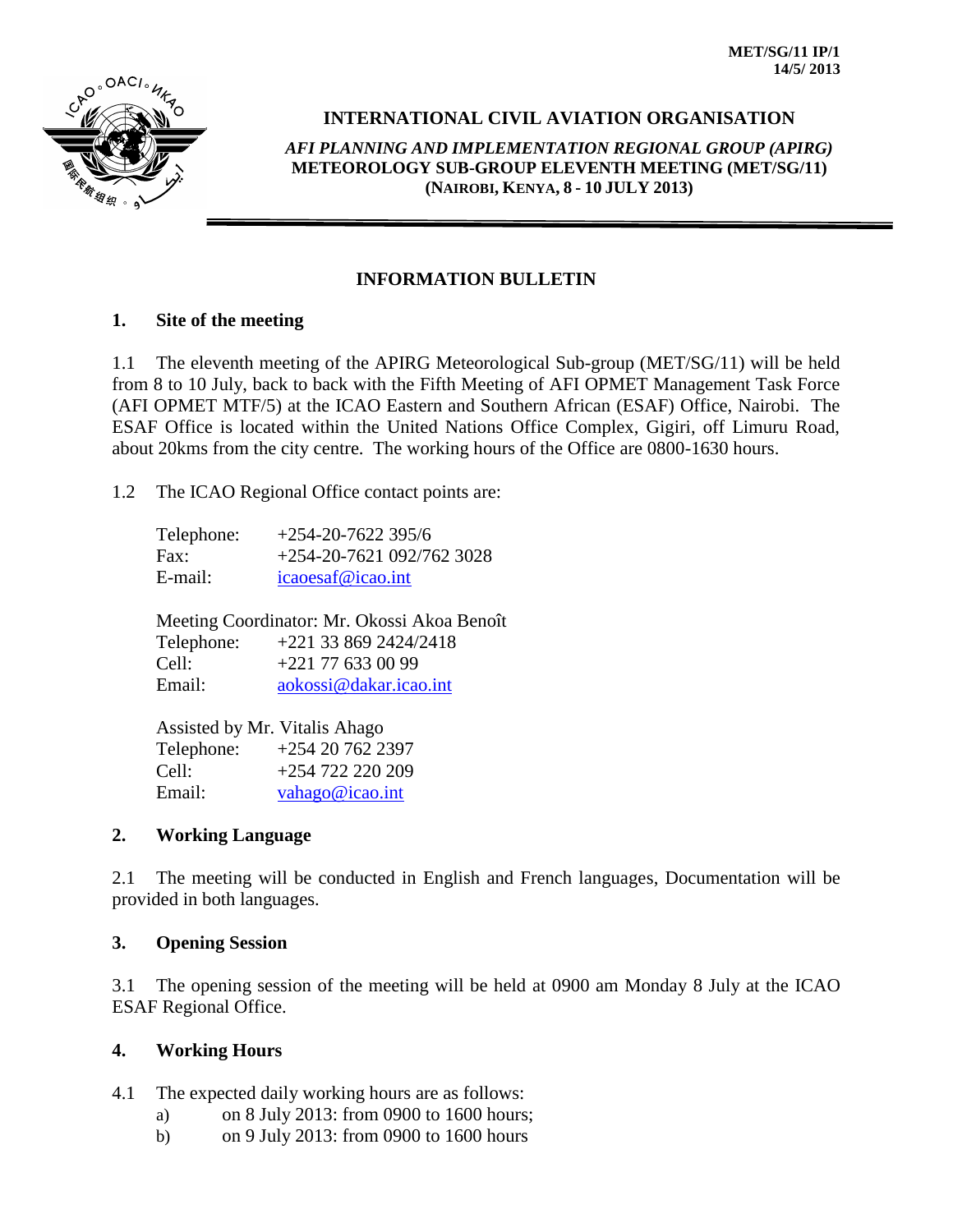**MET/SG/11 IP/1**
**14/5/ 2013**

# INTERNATIONAL CIVIL AVIATION ORGANISATION

***AFI PLANNING AND IMPLEMENTATION REGIONAL GROUP (APIRG)***
**METEOROLOGY SUB-GROUP ELEVENTH MEETING (MET/SG/11)**
**(NAIROBI, KENYA, 8 - 10 JULY 2013)**

## INFORMATION BULLETIN

### 1. Site of the meeting

1.1 The eleventh meeting of the APIRG Meteorological Sub-group (MET/SG/11) will be held from 8 to 10 July, back to back with the Fifth Meeting of AFI OPMET Management Task Force (AFI OPMET MTF/5) at the ICAO Eastern and Southern African (ESAF) Office, Nairobi. The ESAF Office is located within the United Nations Office Complex, Gigiri, off Limuru Road, about 20kms from the city centre. The working hours of the Office are 0800-1630 hours.

1.2 The ICAO Regional Office contact points are:

Telephone: +254-20-7622 395/6
Fax: +254-20-7621 092/762 3028
E-mail: icaoesaf@icao.int

Meeting Coordinator: Mr. Okossi Akoa Benoît
Telephone: +221 33 869 2424/2418
Cell: +221 77 633 00 99
Email: aokossi@dakar.icao.int

Assisted by Mr. Vitalis Ahago
Telephone: +254 20 762 2397
Cell: +254 722 220 209
Email: vahago@icao.int

### 2. Working Language

2.1 The meeting will be conducted in English and French languages, Documentation will be provided in both languages.

### 3. Opening Session

3.1 The opening session of the meeting will be held at 0900 am Monday 8 July at the ICAO ESAF Regional Office.

### 4. Working Hours

4.1 The expected daily working hours are as follows:

a) on 8 July 2013: from 0900 to 1600 hours;
b) on 9 July 2013: from 0900 to 1600 hours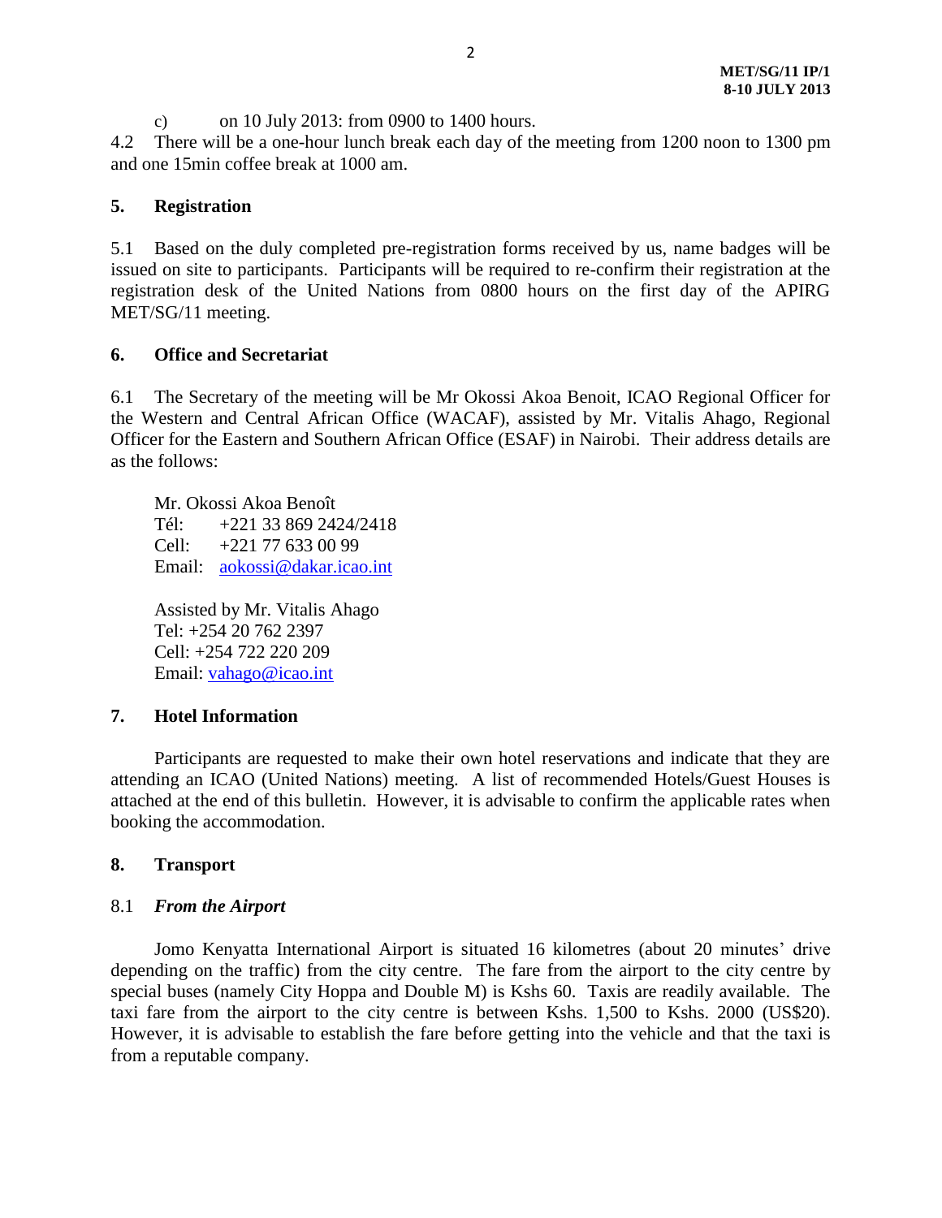c) on 10 July 2013: from 0900 to 1400 hours.

4.2 There will be a one-hour lunch break each day of the meeting from 1200 noon to 1300 pm and one 15min coffee break at 1000 am.

## 5. Registration

5.1 Based on the duly completed pre-registration forms received by us, name badges will be issued on site to participants. Participants will be required to re-confirm their registration at the registration desk of the United Nations from 0800 hours on the first day of the APIRG MET/SG/11 meeting.

## 6. Office and Secretariat

6.1 The Secretary of the meeting will be Mr Okossi Akoa Benoit, ICAO Regional Officer for the Western and Central African Office (WACAF), assisted by Mr. Vitalis Ahago, Regional Officer for the Eastern and Southern African Office (ESAF) in Nairobi. Their address details are as the follows:

Mr. Okossi Akoa Benoît
Tél: +221 33 869 2424/2418
Cell: +221 77 633 00 99
Email: aokossi@dakar.icao.int

Assisted by Mr. Vitalis Ahago
Tel: +254 20 762 2397
Cell: +254 722 220 209
Email: vahago@icao.int

## 7. Hotel Information

Participants are requested to make their own hotel reservations and indicate that they are attending an ICAO (United Nations) meeting. A list of recommended Hotels/Guest Houses is attached at the end of this bulletin. However, it is advisable to confirm the applicable rates when booking the accommodation.

## 8. Transport

### 8.1 *From the Airport*

Jomo Kenyatta International Airport is situated 16 kilometres (about 20 minutes' drive depending on the traffic) from the city centre. The fare from the airport to the city centre by special buses (namely City Hoppa and Double M) is Kshs 60. Taxis are readily available. The taxi fare from the airport to the city centre is between Kshs. 1,500 to Kshs. 2000 (US$20). However, it is advisable to establish the fare before getting into the vehicle and that the taxi is from a reputable company.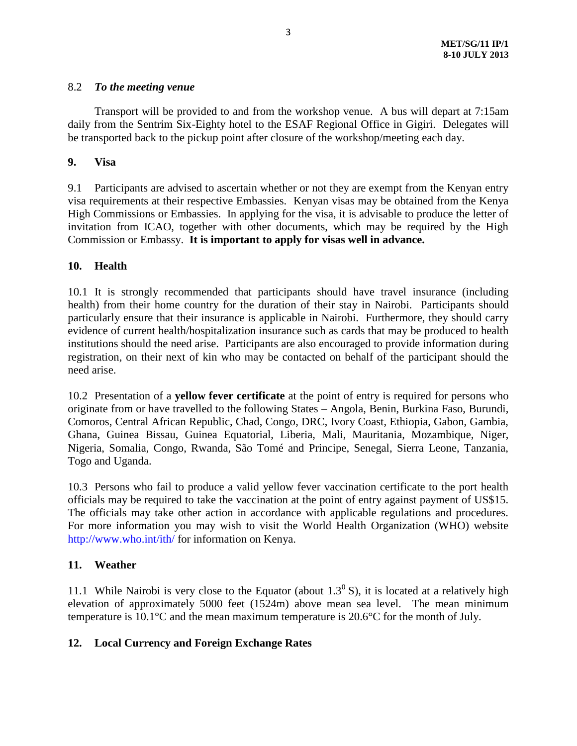### 8.2 *To the meeting venue*

Transport will be provided to and from the workshop venue. A bus will depart at 7:15am daily from the Sentrim Six-Eighty hotel to the ESAF Regional Office in Gigiri. Delegates will be transported back to the pickup point after closure of the workshop/meeting each day.

## 9. Visa

9.1 Participants are advised to ascertain whether or not they are exempt from the Kenyan entry visa requirements at their respective Embassies. Kenyan visas may be obtained from the Kenya High Commissions or Embassies. In applying for the visa, it is advisable to produce the letter of invitation from ICAO, together with other documents, which may be required by the High Commission or Embassy. **It is important to apply for visas well in advance.**

## 10. Health

10.1 It is strongly recommended that participants should have travel insurance (including health) from their home country for the duration of their stay in Nairobi. Participants should particularly ensure that their insurance is applicable in Nairobi. Furthermore, they should carry evidence of current health/hospitalization insurance such as cards that may be produced to health institutions should the need arise. Participants are also encouraged to provide information during registration, on their next of kin who may be contacted on behalf of the participant should the need arise.

10.2 Presentation of a **yellow fever certificate** at the point of entry is required for persons who originate from or have travelled to the following States – Angola, Benin, Burkina Faso, Burundi, Comoros, Central African Republic, Chad, Congo, DRC, Ivory Coast, Ethiopia, Gabon, Gambia, Ghana, Guinea Bissau, Guinea Equatorial, Liberia, Mali, Mauritania, Mozambique, Niger, Nigeria, Somalia, Congo, Rwanda, São Tomé and Principe, Senegal, Sierra Leone, Tanzania, Togo and Uganda.

10.3 Persons who fail to produce a valid yellow fever vaccination certificate to the port health officials may be required to take the vaccination at the point of entry against payment of US$15. The officials may take other action in accordance with applicable regulations and procedures. For more information you may wish to visit the World Health Organization (WHO) website http://www.who.int/ith/ for information on Kenya.

## 11. Weather

11.1 While Nairobi is very close to the Equator (about $1.3^0$ S), it is located at a relatively high elevation of approximately 5000 feet (1524m) above mean sea level. The mean minimum temperature is 10.1°C and the mean maximum temperature is 20.6°C for the month of July.

## 12. Local Currency and Foreign Exchange Rates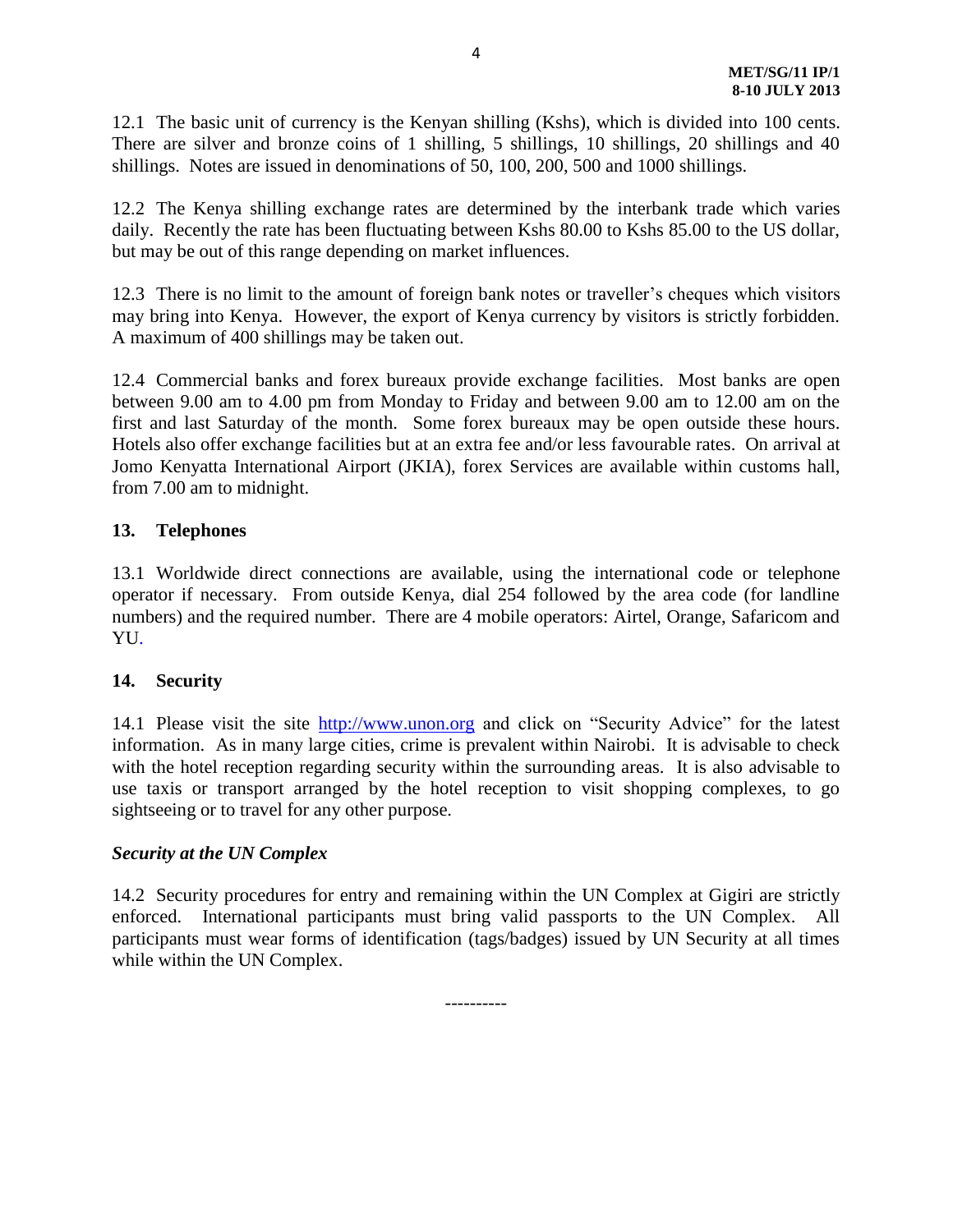12.1 The basic unit of currency is the Kenyan shilling (Kshs), which is divided into 100 cents. There are silver and bronze coins of 1 shilling, 5 shillings, 10 shillings, 20 shillings and 40 shillings. Notes are issued in denominations of 50, 100, 200, 500 and 1000 shillings.

12.2 The Kenya shilling exchange rates are determined by the interbank trade which varies daily. Recently the rate has been fluctuating between Kshs 80.00 to Kshs 85.00 to the US dollar, but may be out of this range depending on market influences.

12.3 There is no limit to the amount of foreign bank notes or traveller's cheques which visitors may bring into Kenya. However, the export of Kenya currency by visitors is strictly forbidden. A maximum of 400 shillings may be taken out.

12.4 Commercial banks and forex bureaux provide exchange facilities. Most banks are open between 9.00 am to 4.00 pm from Monday to Friday and between 9.00 am to 12.00 am on the first and last Saturday of the month. Some forex bureaux may be open outside these hours. Hotels also offer exchange facilities but at an extra fee and/or less favourable rates. On arrival at Jomo Kenyatta International Airport (JKIA), forex Services are available within customs hall, from 7.00 am to midnight.

## 13. Telephones

13.1 Worldwide direct connections are available, using the international code or telephone operator if necessary. From outside Kenya, dial 254 followed by the area code (for landline numbers) and the required number. There are 4 mobile operators: Airtel, Orange, Safaricom and YU.

## 14. Security

14.1 Please visit the site [http://www.unon.org](http://www.unon.org) and click on "Security Advice" for the latest information. As in many large cities, crime is prevalent within Nairobi. It is advisable to check with the hotel reception regarding security within the surrounding areas. It is also advisable to use taxis or transport arranged by the hotel reception to visit shopping complexes, to go sightseeing or to travel for any other purpose.

***Security at the UN Complex***

14.2 Security procedures for entry and remaining within the UN Complex at Gigiri are strictly enforced. International participants must bring valid passports to the UN Complex. All participants must wear forms of identification (tags/badges) issued by UN Security at all times while within the UN Complex.

----------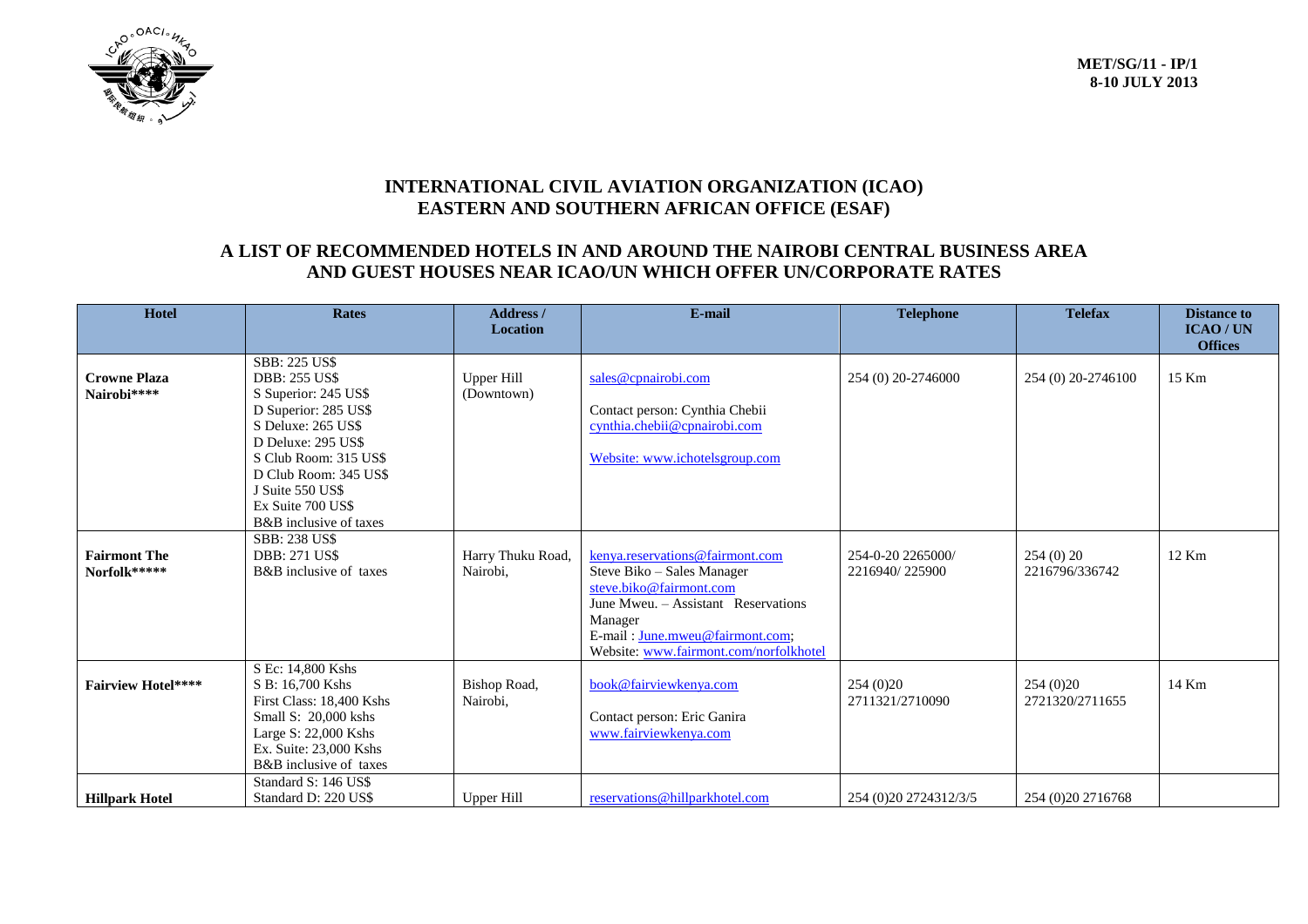**MET/SG/11 - IP/1**
**8-10 JULY 2013**

## INTERNATIONAL CIVIL AVIATION ORGANIZATION (ICAO)
## EASTERN AND SOUTHERN AFRICAN OFFICE (ESAF)

## A LIST OF RECOMMENDED HOTELS IN AND AROUND THE NAIROBI CENTRAL BUSINESS AREA AND GUEST HOUSES NEAR ICAO/UN WHICH OFFER UN/CORPORATE RATES

| Hotel | Rates | Address / Location | E-mail | Telephone | Telefax | Distance to ICAO / UN Offices |
|---|---|---|---|---|---|---|
| **Crowne Plaza Nairobi**** ** | SBB: 225 US$<br>DBB: 255 US$<br>S Superior: 245 US$<br>D Superior: 285 US$<br>S Deluxe: 265 US$<br>D Deluxe: 295 US$<br>S Club Room: 315 US$<br>D Club Room: 345 US$<br>J Suite 550 US$<br>Ex Suite 700 US$<br>B&B inclusive of taxes | Upper Hill (Downtown) | sales@cpnairobi.com<br>Contact person: Cynthia Chebii<br>cynthia.chebii@cpnairobi.com<br>Website: www.ichotelsgroup.com | 254 (0) 20-2746000 | 254 (0) 20-2746100 | 15 Km |
| **Fairmont The Norfolk******* | SBB: 238 US$<br>DBB: 271 US$<br>B&B inclusive of taxes | Harry Thuku Road, Nairobi, | kenya.reservations@fairmont.com<br>Steve Biko – Sales Manager<br>steve.biko@fairmont.com<br>June Mweu. – Assistant Reservations Manager<br>E-mail : June.mweu@fairmont.com;<br>Website: www.fairmont.com/norfolkhotel | 254-0-20 2265000/ 2216940/ 225900 | 254 (0) 20 2216796/336742 | 12 Km |
| **Fairview Hotel****** | S Ec: 14,800 Kshs<br>S B: 16,700 Kshs<br>First Class: 18,400 Kshs<br>Small S: 20,000 kshs<br>Large S: 22,000 Kshs<br>Ex. Suite: 23,000 Kshs<br>B&B inclusive of taxes | Bishop Road, Nairobi, | book@fairviewkenya.com<br>Contact person: Eric Ganira<br>www.fairviewkenya.com | 254 (0)20 2711321/2710090 | 254 (0)20 2721320/2711655 | 14 Km |
| **Hillpark Hotel** | Standard S: 146 US$<br>Standard D: 220 US$ | Upper Hill | reservations@hillparkhotel.com | 254 (0)20 2724312/3/5 | 254 (0)20 2716768 | |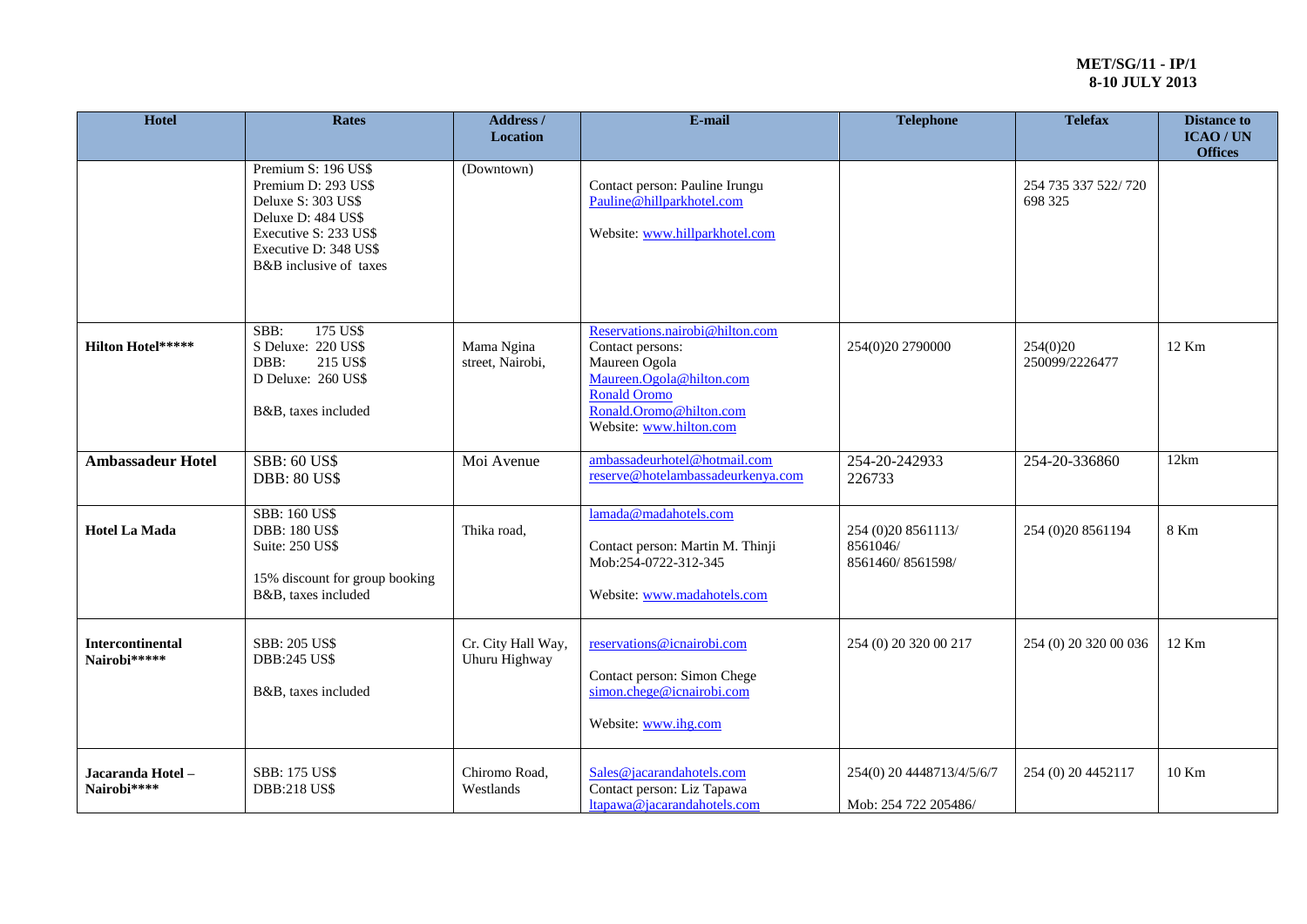| Hotel | Rates | Address / Location | E-mail | Telephone | Telefax | Distance to ICAO / UN Offices |
|---|---|---|---|---|---|---|
| | Premium S: 196 US$<br>Premium D: 293 US$<br>Deluxe S: 303 US$<br>Deluxe D: 484 US$<br>Executive S: 233 US$<br>Executive D: 348 US$<br>B&B inclusive of taxes | (Downtown) | Contact person: Pauline Irungu<br>Pauline@hillparkhotel.com<br><br>Website: www.hillparkhotel.com | | 254 735 337 522/ 720 698 325 | |
| **Hilton Hotel\*\*\*\*\*** | SBB: 175 US$<br>S Deluxe: 220 US$<br>DBB: 215 US$<br>D Deluxe: 260 US$<br><br>B&B, taxes included | Mama Ngina street, Nairobi, | Reservations.nairobi@hilton.com<br>Contact persons:<br>Maureen Ogola<br>Maureen.Ogola@hilton.com<br>Ronald Oromo<br>Ronald.Oromo@hilton.com<br>Website: www.hilton.com | 254(0)20 2790000 | 254(0)20 250099/2226477 | 12 Km |
| **Ambassadeur Hotel** | SBB: 60 US$<br>DBB: 80 US$ | Moi Avenue | ambassadeurhotel@hotmail.com<br>reserve@hotelambassadeurkenya.com | 254-20-242933<br>226733 | 254-20-336860 | 12km |
| **Hotel La Mada** | SBB: 160 US$<br>DBB: 180 US$<br>Suite: 250 US$<br><br>15% discount for group booking<br>B&B, taxes included | Thika road, | lamada@madahotels.com<br><br>Contact person: Martin M. Thinji<br>Mob:254-0722-312-345<br><br>Website: www.madahotels.com | 254 (0)20 8561113/<br>8561046/<br>8561460/ 8561598/ | 254 (0)20 8561194 | 8 Km |
| **Intercontinental Nairobi\*\*\*\*\*** | SBB: 205 US$<br>DBB:245 US$<br><br>B&B, taxes included | Cr. City Hall Way, Uhuru Highway | reservations@icnairobi.com<br><br>Contact person: Simon Chege<br>simon.chege@icnairobi.com<br><br>Website: www.ihg.com | 254 (0) 20 320 00 217 | 254 (0) 20 320 00 036 | 12 Km |
| **Jacaranda Hotel – Nairobi\*\*\*\*** | SBB: 175 US$<br>DBB:218 US$ | Chiromo Road, Westlands | Sales@jacarandahotels.com<br>Contact person: Liz Tapawa<br>ltapawa@jacarandahotels.com | 254(0) 20 4448713/4/5/6/7<br><br>Mob: 254 722 205486/ | 254 (0) 20 4452117 | 10 Km |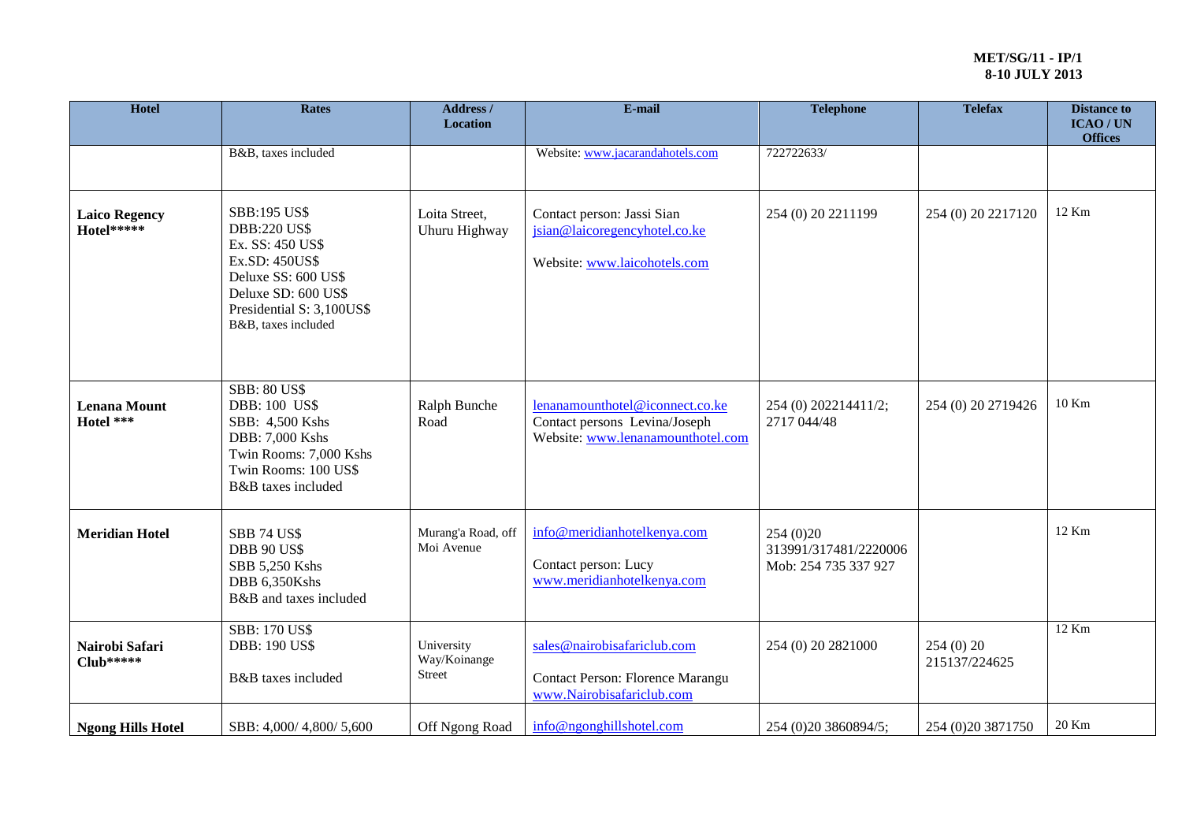| Hotel | Rates | Address / Location | E-mail | Telephone | Telefax | Distance to ICAO / UN Offices |
|---|---|---|---|---|---|---|
| | B&B, taxes included | | Website: www.jacarandahotels.com | 722722633/ | | |
| **Laico Regency Hotel*\*\*\*\*** | SBB:195 US$<br>DBB:220 US$<br>Ex. SS: 450 US$<br>Ex.SD: 450US$<br>Deluxe SS: 600 US$<br>Deluxe SD: 600 US$<br>Presidential S: 3,100US$<br>B&B, taxes included | Loita Street, Uhuru Highway | Contact person: Jassi Sian<br>jsian@laicoregencyhotel.co.ke<br>Website: www.laicohotels.com | 254 (0) 20 2211199 | 254 (0) 20 2217120 | 12 Km |
| **Lenana Mount Hotel \*\*\*** | SBB: 80 US$<br>DBB: 100 US$<br>SBB: 4,500 Kshs<br>DBB: 7,000 Kshs<br>Twin Rooms: 7,000 Kshs<br>Twin Rooms: 100 US$<br>B&B taxes included | Ralph Bunche Road | lenanamounthotel@iconnect.co.ke<br>Contact persons Levina/Joseph<br>Website: www.lenanamounthotel.com | 254 (0) 202214411/2; 2717 044/48 | 254 (0) 20 2719426 | 10 Km |
| **Meridian Hotel** | SBB 74 US$<br>DBB 90 US$<br>SBB 5,250 Kshs<br>DBB 6,350Kshs<br>B&B and taxes included | Murang'a Road, off Moi Avenue | info@meridianhotelkenya.com<br>Contact person: Lucy<br>www.meridianhotelkenya.com | 254 (0)20 313991/317481/2220006<br>Mob: 254 735 337 927 | | 12 Km |
| **Nairobi Safari Club\*\*\*\*\*** | SBB: 170 US$<br>DBB: 190 US$<br>B&B taxes included | University Way/Koinange Street | sales@nairobisafariclub.com<br>Contact Person: Florence Marangu<br>www.Nairobisafariclub.com | 254 (0) 20 2821000 | 254 (0) 20 215137/224625 | 12 Km |
| **Ngong Hills Hotel** | SBB: 4,000/ 4,800/ 5,600 | Off Ngong Road | info@ngonghillshotel.com | 254 (0)20 3860894/5; | 254 (0)20 3871750 | 20 Km |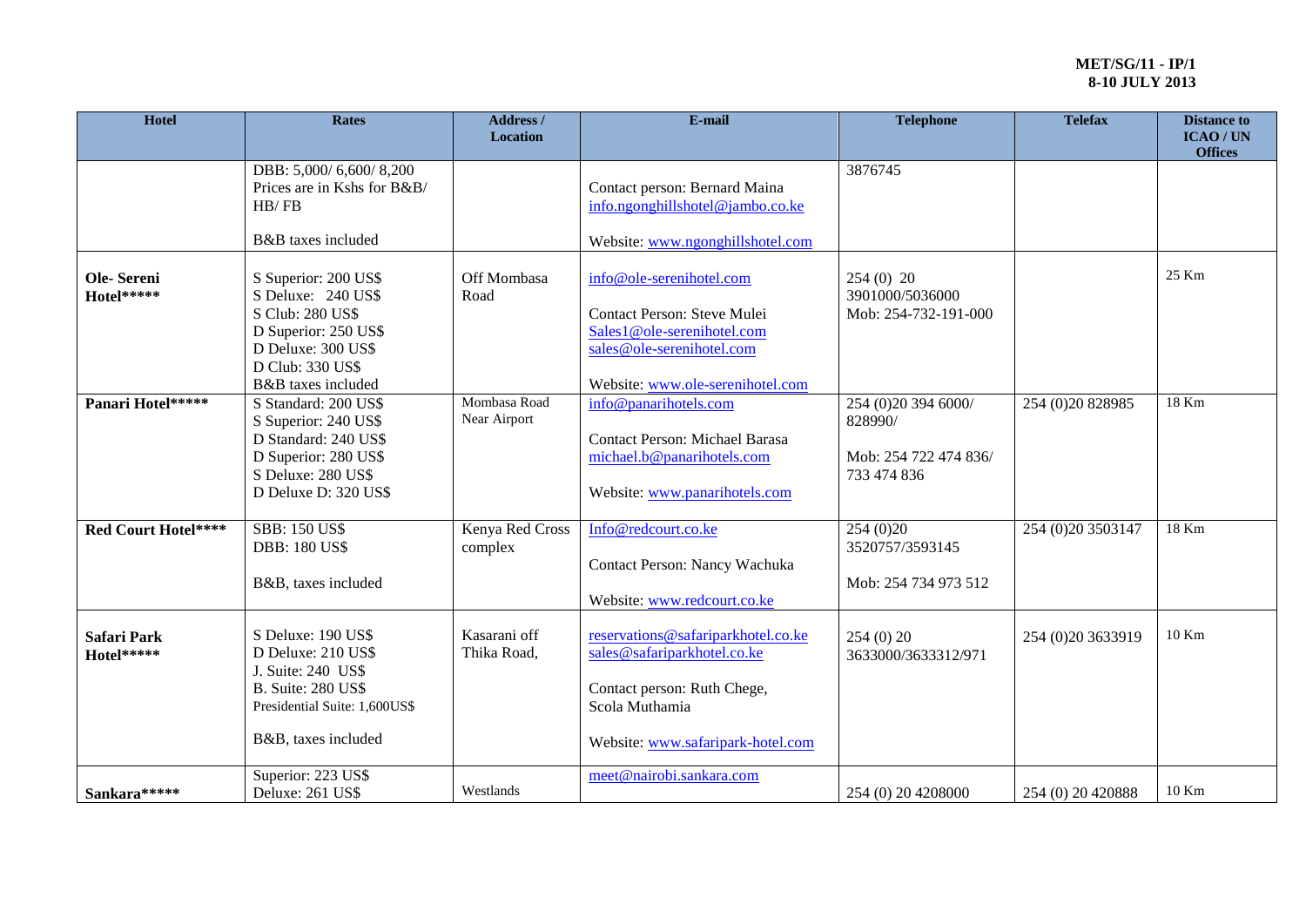| Hotel | Rates | Address / Location | E-mail | Telephone | Telefax | Distance to ICAO / UN Offices |
|---|---|---|---|---|---|---|
| | DBB: 5,000/ 6,600/ 8,200<br>Prices are in Kshs for B&B/ HB/ FB<br><br>B&B taxes included | | Contact person: Bernard Maina<br>info.ngonghillshotel@jambo.co.ke<br><br>Website: www.ngonghillshotel.com | 3876745 | | |
| **Ole- Sereni Hotel*\*\*\*\*** | S Superior: 200 US$<br>S Deluxe: 240 US$<br>S Club: 280 US$<br>D Superior: 250 US$<br>D Deluxe: 300 US$<br>D Club: 330 US$<br>B&B taxes included | Off Mombasa Road | info@ole-serenihotel.com<br><br>Contact Person: Steve Mulei<br>Sales1@ole-serenihotel.com<br>sales@ole-serenihotel.com<br><br>Website: www.ole-serenihotel.com | 254 (0) 20 3901000/5036000<br>Mob: 254-732-191-000 | | 25 Km |
| **Panari Hotel*\*\*\*\*** | S Standard: 200 US$<br>S Superior: 240 US$<br>D Standard: 240 US$<br>D Superior: 280 US$<br>S Deluxe: 280 US$<br>D Deluxe D: 320 US$ | Mombasa Road Near Airport | info@panarihotels.com<br><br>Contact Person: Michael Barasa<br>michael.b@panarihotels.com<br><br>Website: www.panarihotels.com | 254 (0)20 394 6000/ 828990/<br><br>Mob: 254 722 474 836/ 733 474 836 | 254 (0)20 828985 | 18 Km |
| **Red Court Hotel*\*\*\*** | SBB: 150 US$<br>DBB: 180 US$<br><br>B&B, taxes included | Kenya Red Cross complex | Info@redcourt.co.ke<br><br>Contact Person: Nancy Wachuka<br><br>Website: www.redcourt.co.ke | 254 (0)20 3520757/3593145<br><br>Mob: 254 734 973 512 | 254 (0)20 3503147 | 18 Km |
| **Safari Park Hotel*\*\*\*\*** | S Deluxe: 190 US$<br>D Deluxe: 210 US$<br>J. Suite: 240 US$<br>B. Suite: 280 US$<br>Presidential Suite: 1,600US$<br><br>B&B, taxes included | Kasarani off Thika Road, | reservations@safariparkhotel.co.ke<br>sales@safariparkhotel.co.ke<br><br>Contact person: Ruth Chege, Scola Muthamia<br><br>Website: www.safaripark-hotel.com | 254 (0) 20 3633000/3633312/971 | 254 (0)20 3633919 | 10 Km |
| **Sankara*\*\*\*\*** | Superior: 223 US$<br>Deluxe: 261 US$ | Westlands | meet@nairobi.sankara.com | 254 (0) 20 4208000 | 254 (0) 20 420888 | 10 Km |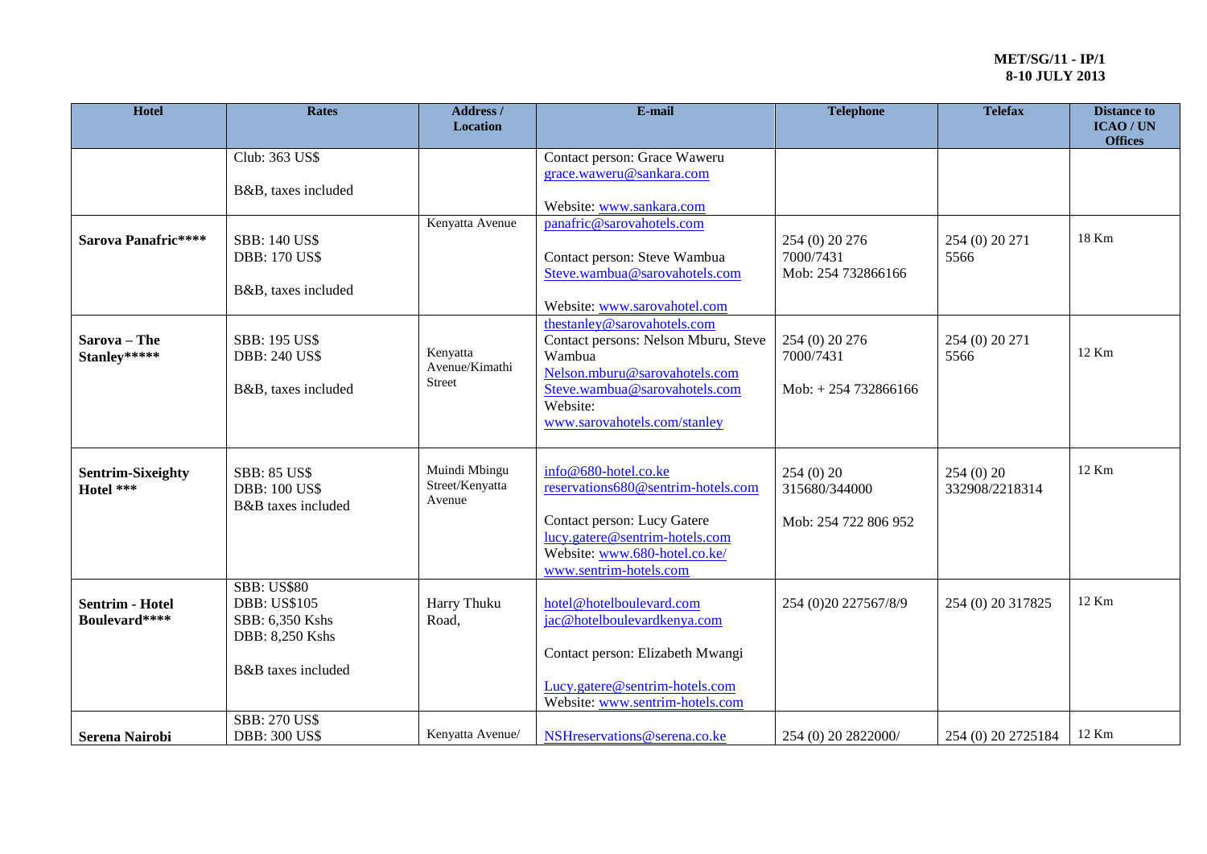| Hotel | Rates | Address / Location | E-mail | Telephone | Telefax | Distance to ICAO / UN Offices |
|---|---|---|---|---|---|---|
| | Club: 363 US$<br><br>B&B, taxes included | | Contact person: Grace Waweru<br>grace.waweru@sankara.com<br><br>Website: www.sankara.com | | | |
| **Sarova Panafric******** | SBB: 140 US$<br>DBB: 170 US$<br><br>B&B, taxes included | Kenyatta Avenue | panafric@sarovahotels.com<br><br>Contact person: Steve Wambua<br>Steve.wambua@sarovahotels.com<br><br>Website: www.sarovahotel.com | 254 (0) 20 276 7000/7431<br>Mob: 254 732866166 | 254 (0) 20 271 5566 | 18 Km |
| **Sarova – The Stanley*********** | SBB: 195 US$<br>DBB: 240 US$<br><br>B&B, taxes included | Kenyatta Avenue/Kimathi Street | thestanley@sarovahotels.com<br>Contact persons: Nelson Mburu, Steve Wambua<br>Nelson.mburu@sarovahotels.com<br>Steve.wambua@sarovahotels.com<br>Website:<br>www.sarovahotels.com/stanley | 254 (0) 20 276 7000/7431<br><br>Mob: + 254 732866166 | 254 (0) 20 271 5566 | 12 Km |
| **Sentrim-Sixeighty Hotel ******* | SBB: 85 US$<br>DBB: 100 US$<br>B&B taxes included | Muindi Mbingu Street/Kenyatta Avenue | info@680-hotel.co.ke<br>reservations680@sentrim-hotels.com<br><br>Contact person: Lucy Gatere<br>lucy.gatere@sentrim-hotels.com<br>Website: www.680-hotel.co.ke/<br>www.sentrim-hotels.com | 254 (0) 20 315680/344000<br><br>Mob: 254 722 806 952 | 254 (0) 20 332908/2218314 | 12 Km |
| **Sentrim - Hotel Boulevard******** | SBB: US$80<br>DBB: US$105<br>SBB: 6,350 Kshs<br>DBB: 8,250 Kshs<br><br>B&B taxes included | Harry Thuku Road, | hotel@hotelboulevard.com<br>jac@hotelboulevardkenya.com<br><br>Contact person: Elizabeth Mwangi<br><br>Lucy.gatere@sentrim-hotels.com<br>Website: www.sentrim-hotels.com | 254 (0)20 227567/8/9 | 254 (0) 20 317825 | 12 Km |
| **Serena Nairobi** | SBB: 270 US$<br>DBB: 300 US$ | Kenyatta Avenue/ | NSHreservations@serena.co.ke | 254 (0) 20 2822000/ | 254 (0) 20 2725184 | 12 Km |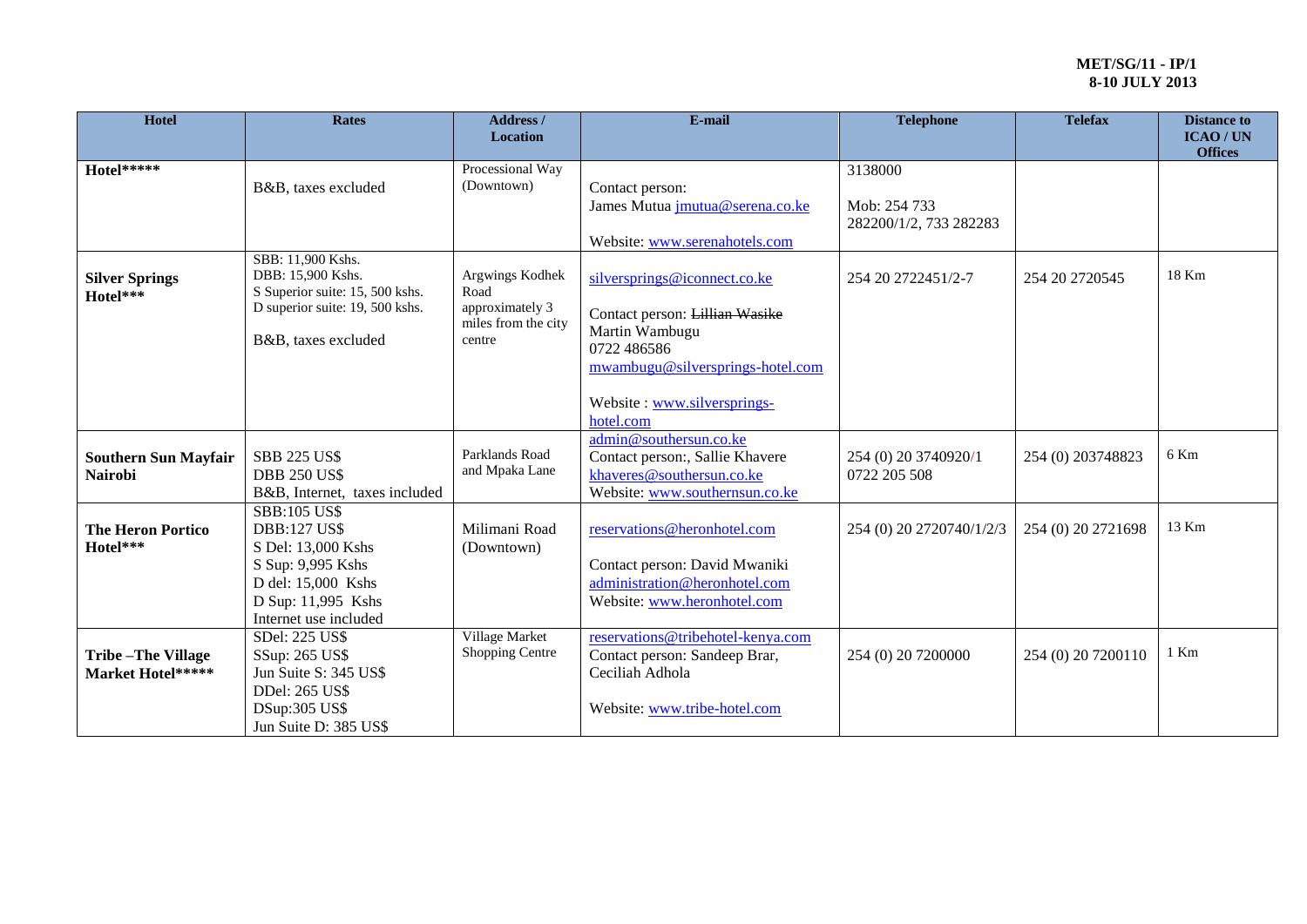| Hotel | Rates | Address / Location | E-mail | Telephone | Telefax | Distance to ICAO / UN Offices |
|---|---|---|---|---|---|---|
| **Hotel\*\*\*\*\*** | B&B, taxes excluded | Processional Way (Downtown) | Contact person: James Mutua jmutua@serena.co.ke<br><br>Website: www.serenahotels.com | 3138000<br><br>Mob: 254 733 282200/1/2, 733 282283 | | |
| **Silver Springs Hotel\*\*\*** | SBB: 11,900 Kshs.<br>DBB: 15,900 Kshs.<br>S Superior suite: 15, 500 kshs.<br>D superior suite: 19, 500 kshs.<br><br>B&B, taxes excluded | Argwings Kodhek Road approximately 3 miles from the city centre | silversprings@iconnect.co.ke<br><br>Contact person: ~~Lillian Wasike~~ Martin Wambugu<br>0722 486586<br>mwambugu@silversprings-hotel.com<br><br>Website : www.silversprings-hotel.com | 254 20 2722451/2-7 | 254 20 2720545 | 18 Km |
| **Southern Sun Mayfair Nairobi** | SBB 225 US$<br>DBB 250 US$<br>B&B, Internet, taxes included | Parklands Road and Mpaka Lane | admin@southersun.co.ke<br>Contact person:, Sallie Khavere<br>khaveres@southersun.co.ke<br>Website: www.southernsun.co.ke | 254 (0) 20 3740920/1<br>0722 205 508 | 254 (0) 203748823 | 6 Km |
| **The Heron Portico Hotel\*\*\*** | SBB:105 US$<br>DBB:127 US$<br>S Del: 13,000 Kshs<br>S Sup: 9,995 Kshs<br>D del: 15,000 Kshs<br>D Sup: 11,995 Kshs<br>Internet use included | Milimani Road (Downtown) | reservations@heronhotel.com<br><br>Contact person: David Mwaniki<br>administration@heronhotel.com<br>Website: www.heronhotel.com | 254 (0) 20 2720740/1/2/3 | 254 (0) 20 2721698 | 13 Km |
| **Tribe –The Village Market Hotel\*\*\*\*\*** | SDel: 225 US$<br>SSup: 265 US$<br>Jun Suite S: 345 US$<br>DDel: 265 US$<br>DSup:305 US$<br>Jun Suite D: 385 US$ | Village Market Shopping Centre | reservations@tribehotel-kenya.com<br>Contact person: Sandeep Brar, Ceciliah Adhola<br><br>Website: www.tribe-hotel.com | 254 (0) 20 7200000 | 254 (0) 20 7200110 | 1 Km |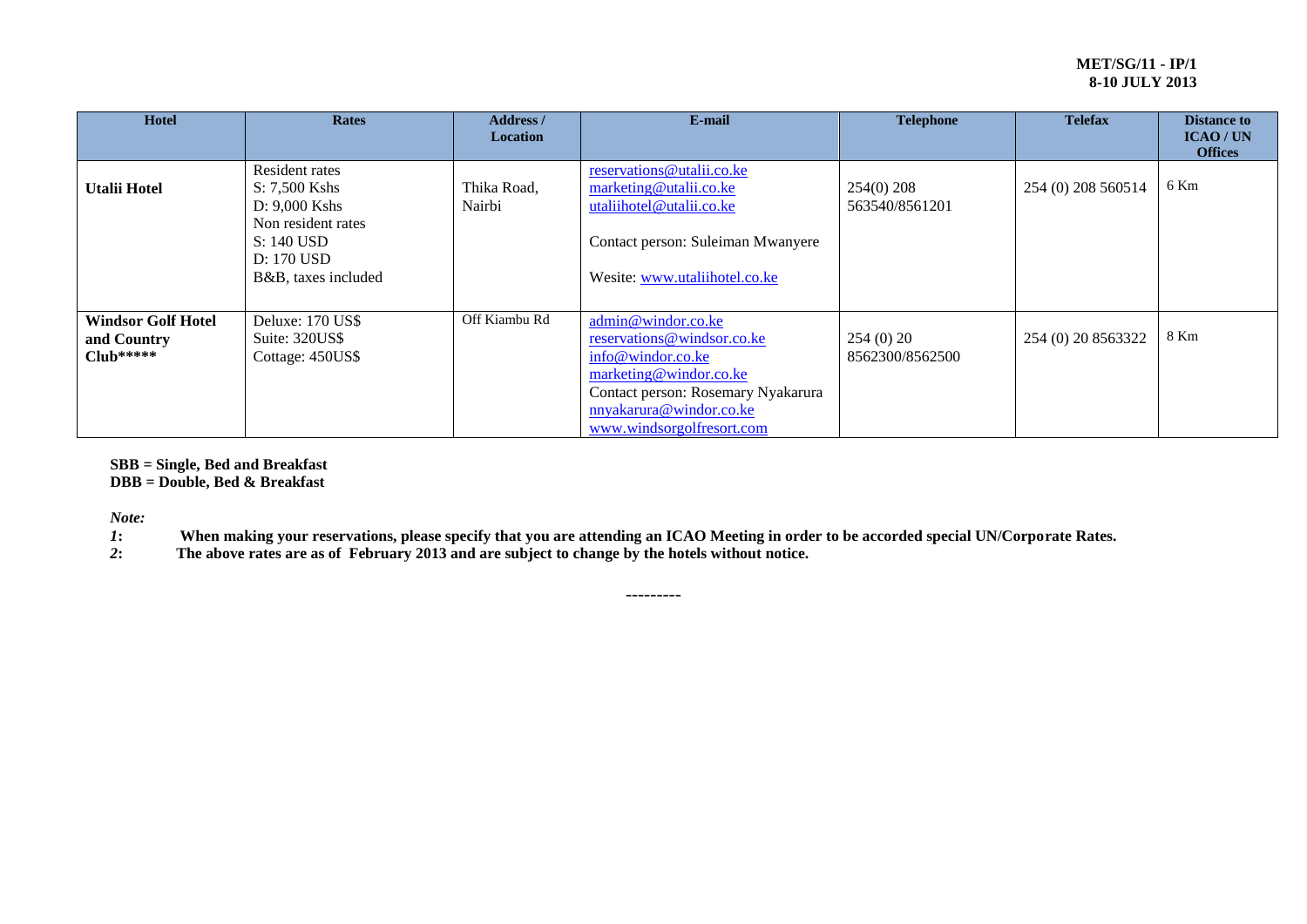| Hotel | Rates | Address / Location | E-mail | Telephone | Telefax | Distance to ICAO / UN Offices |
|---|---|---|---|---|---|---|
| **Utalii Hotel** | Resident rates<br>S: 7,500 Kshs<br>D: 9,000 Kshs<br>Non resident rates<br>S: 140 USD<br>D: 170 USD<br>B&B, taxes included | Thika Road, Nairbi | reservations@utalii.co.ke<br>marketing@utalii.co.ke<br>utaliihotel@utalii.co.ke<br><br>Contact person: Suleiman Mwanyere<br><br>Wesite: www.utaliihotel.co.ke | 254(0) 208 563540/8561201 | 254 (0) 208 560514 | 6 Km |
| **Windsor Golf Hotel and Country Club\*\*\*\*\*** | Deluxe: 170 US$<br>Suite: 320US$<br>Cottage: 450US$ | Off Kiambu Rd | admin@windor.co.ke<br>reservations@windsor.co.ke<br>info@windor.co.ke<br>marketing@windor.co.ke<br>Contact person: Rosemary Nyakarura<br>nnyakarura@windor.co.ke<br>www.windsorgolfresort.com | 254 (0) 20 8562300/8562500 | 254 (0) 20 8563322 | 8 Km |

**SBB = Single, Bed and Breakfast**
**DBB = Double, Bed & Breakfast**

*Note:*

*1***:** **When making your reservations, please specify that you are attending an ICAO Meeting in order to be accorded special UN/Corporate Rates.**
*2***:** **The above rates are as of February 2013 and are subject to change by the hotels without notice.**

---------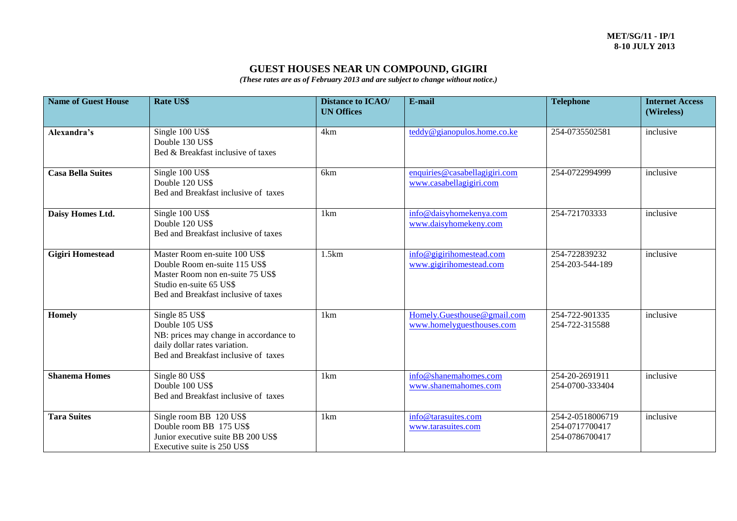**MET/SG/11 - IP/1**
**8-10 JULY 2013**

## GUEST HOUSES NEAR UN COMPOUND, GIGIRI

*(These rates are as of February 2013 and are subject to change without notice.)*

| Name of Guest House | Rate US$ | Distance to ICAO/ UN Offices | E-mail | Telephone | Internet Access (Wireless) |
|---|---|---|---|---|---|
| **Alexandra's** | Single 100 US$<br>Double 130 US$<br>Bed & Breakfast inclusive of taxes | 4km | teddy@gianopulos.home.co.ke | 254-0735502581 | inclusive |
| **Casa Bella Suites** | Single 100 US$<br>Double 120 US$<br>Bed and Breakfast inclusive of taxes | 6km | enquiries@casabellagigiri.com<br>www.casabellagigiri.com | 254-0722994999 | inclusive |
| **Daisy Homes Ltd.** | Single 100 US$<br>Double 120 US$<br>Bed and Breakfast inclusive of taxes | 1km | info@daisyhomekenya.com<br>www.daisyhomekeny.com | 254-721703333 | inclusive |
| **Gigiri Homestead** | Master Room en-suite 100 US$<br>Double Room en-suite 115 US$<br>Master Room non en-suite 75 US$<br>Studio en-suite 65 US$<br>Bed and Breakfast inclusive of taxes | 1.5km | info@gigirihomestead.com<br>www.gigirihomestead.com | 254-722839232<br>254-203-544-189 | inclusive |
| **Homely** | Single 85 US$<br>Double 105 US$<br>NB: prices may change in accordance to daily dollar rates variation.<br>Bed and Breakfast inclusive of taxes | 1km | Homely.Guesthouse@gmail.com<br>www.homelyguesthouses.com | 254-722-901335<br>254-722-315588 | inclusive |
| **Shanema Homes** | Single 80 US$<br>Double 100 US$<br>Bed and Breakfast inclusive of taxes | 1km | info@shanemahomes.com<br>www.shanemahomes.com | 254-20-2691911<br>254-0700-333404 | inclusive |
| **Tara Suites** | Single room BB 120 US$<br>Double room BB 175 US$<br>Junior executive suite BB 200 US$<br>Executive suite is 250 US$ | 1km | info@tarasuites.com<br>www.tarasuites.com | 254-2-0518006719<br>254-0717700417<br>254-0786700417 | inclusive |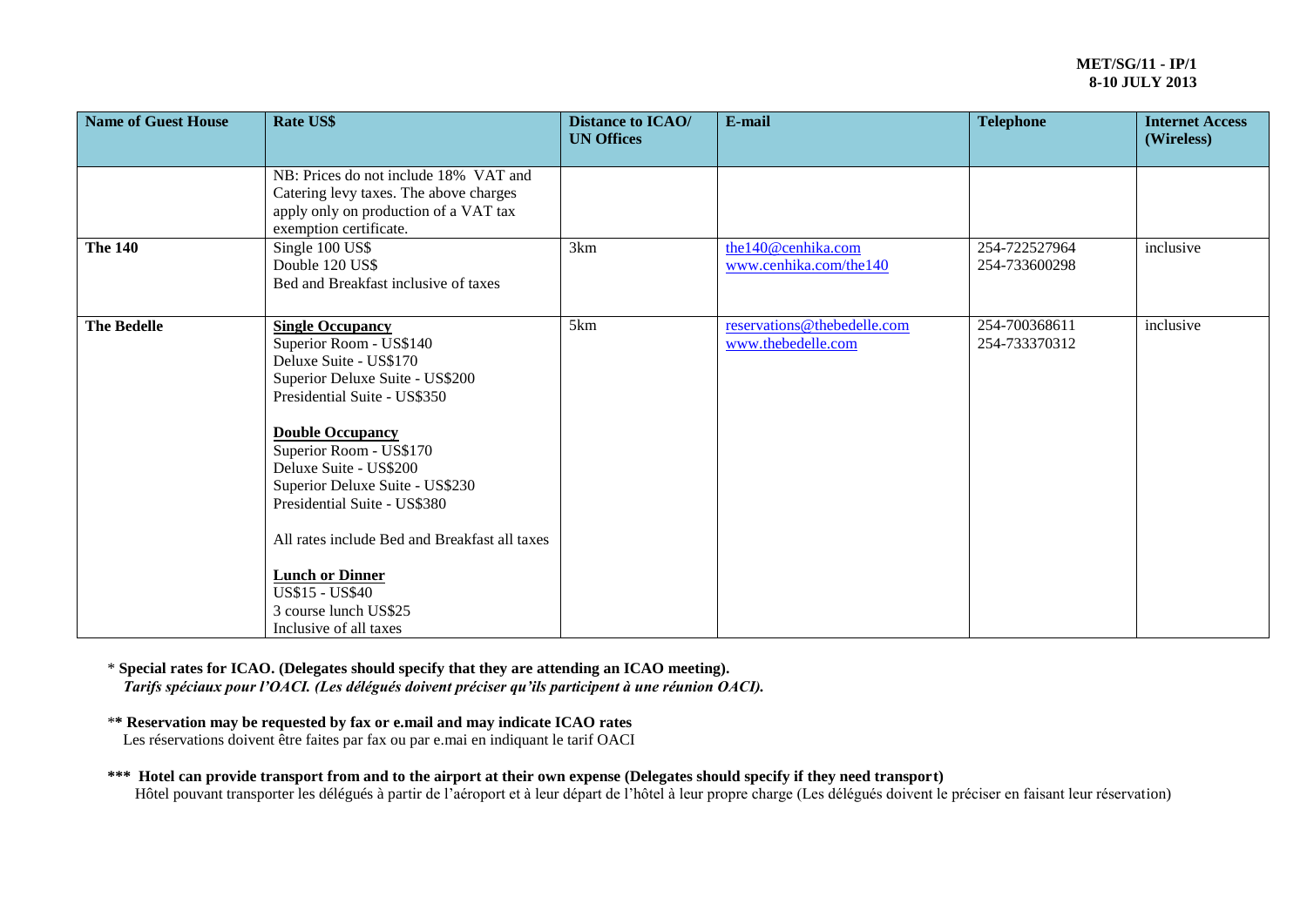| Name of Guest House | Rate US$ | Distance to ICAO/ UN Offices | E-mail | Telephone | Internet Access (Wireless) |
|---|---|---|---|---|---|
| | NB: Prices do not include 18% VAT and Catering levy taxes. The above charges apply only on production of a VAT tax exemption certificate. | | | | |
| **The 140** | Single 100 US$<br>Double 120 US$<br>Bed and Breakfast inclusive of taxes | 3km | the140@cenhika.com<br>www.cenhika.com/the140 | 254-722527964<br>254-733600298 | inclusive |
| **The Bedelle** | **Single Occupancy**<br>Superior Room - US$140<br>Deluxe Suite - US$170<br>Superior Deluxe Suite - US$200<br>Presidential Suite - US$350<br><br>**Double Occupancy**<br>Superior Room - US$170<br>Deluxe Suite - US$200<br>Superior Deluxe Suite - US$230<br>Presidential Suite - US$380<br><br>All rates include Bed and Breakfast all taxes<br><br>**Lunch or Dinner**<br>US$15 - US$40<br>3 course lunch US$25<br>Inclusive of all taxes | 5km | reservations@thebedelle.com<br>www.thebedelle.com | 254-700368611<br>254-733370312 | inclusive |

\* **Special rates for ICAO. (Delegates should specify that they are attending an ICAO meeting).**
***Tarifs spéciaux pour l'OACI. (Les délégués doivent préciser qu'ils participent à une réunion OACI).***

\*\* **Reservation may be requested by fax or e.mail and may indicate ICAO rates**
Les réservations doivent être faites par fax ou par e.mai en indiquant le tarif OACI

\*\*\* **Hotel can provide transport from and to the airport at their own expense (Delegates should specify if they need transport)**
Hôtel pouvant transporter les délégués à partir de l'aéroport et à leur départ de l'hôtel à leur propre charge (Les délégués doivent le préciser en faisant leur réservation)